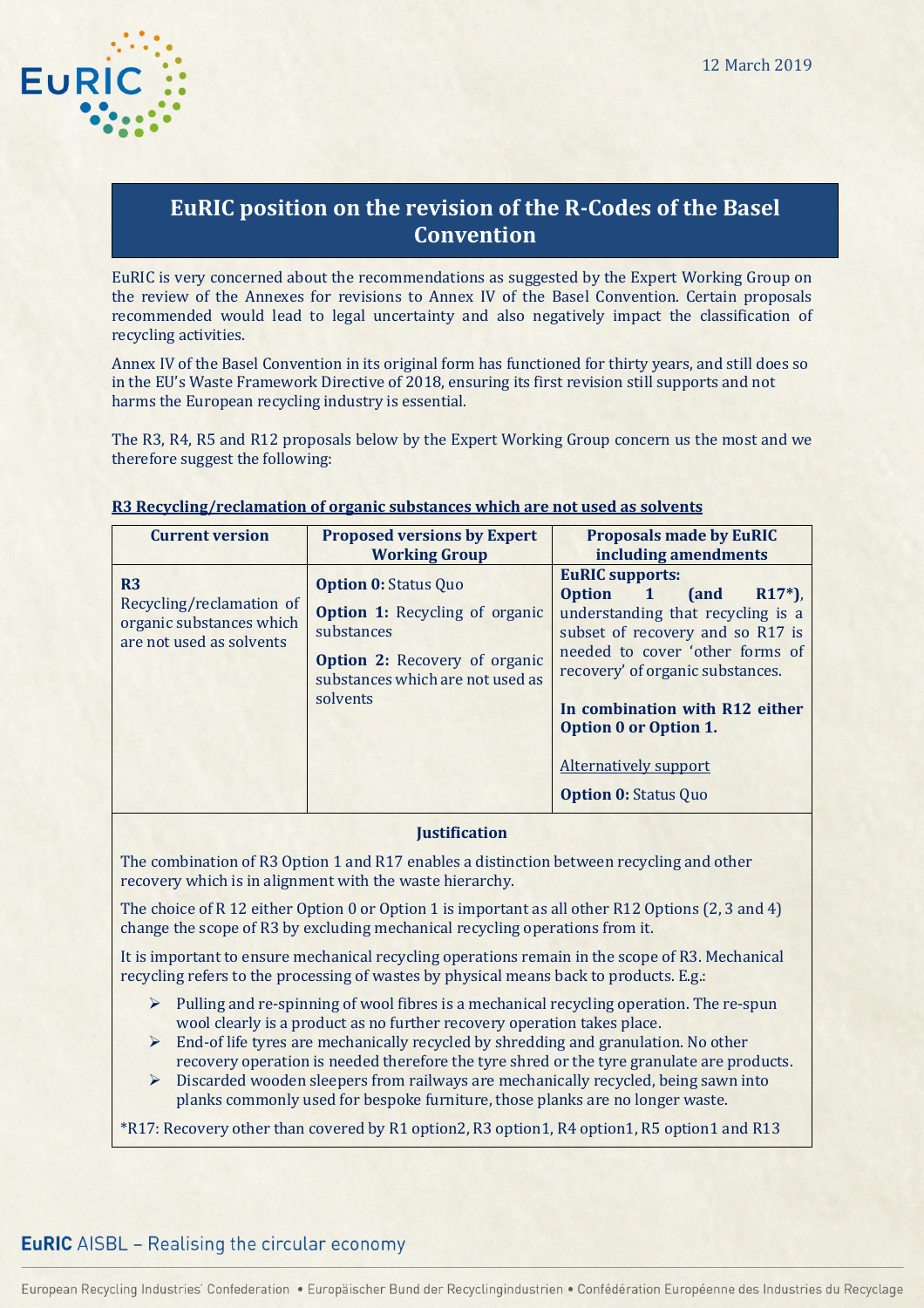12 March 2019

# EuRIC position on the revision of the R-Codes of the Basel Convention

EuRIC is very concerned about the recommendations as suggested by the Expert Working Group on the review of the Annexes for revisions to Annex IV of the Basel Convention. Certain proposals recommended would lead to legal uncertainty and also negatively impact the classification of recycling activities.

Annex IV of the Basel Convention in its original form has functioned for thirty years, and still does so in the EU's Waste Framework Directive of 2018, ensuring its first revision still supports and not harms the European recycling industry is essential.

The R3, R4, R5 and R12 proposals below by the Expert Working Group concern us the most and we therefore suggest the following:

## R3 Recycling/reclamation of organic substances which are not used as solvents

| Current version | Proposed versions by Expert Working Group | Proposals made by EuRIC including amendments |
|---|---|---|
| **R3** Recycling/reclamation of organic substances which are not used as solvents | **Option 0:** Status Quo<br><br>**Option 1:** Recycling of organic substances<br><br>**Option 2:** Recovery of organic substances which are not used as solvents | **EuRIC supports:**<br>**Option 1 (and R17\*)**, understanding that recycling is a subset of recovery and so R17 is needed to cover 'other forms of recovery' of organic substances.<br><br>**In combination with R12 either Option 0 or Option 1.**<br><br>Alternatively support<br><br>**Option 0:** Status Quo |

**Justification**

The combination of R3 Option 1 and R17 enables a distinction between recycling and other recovery which is in alignment with the waste hierarchy.

The choice of R 12 either Option 0 or Option 1 is important as all other R12 Options (2, 3 and 4) change the scope of R3 by excluding mechanical recycling operations from it.

It is important to ensure mechanical recycling operations remain in the scope of R3. Mechanical recycling refers to the processing of wastes by physical means back to products. E.g.:

- Pulling and re-spinning of wool fibres is a mechanical recycling operation. The re-spun wool clearly is a product as no further recovery operation takes place.
- End-of life tyres are mechanically recycled by shredding and granulation. No other recovery operation is needed therefore the tyre shred or the tyre granulate are products.
- Discarded wooden sleepers from railways are mechanically recycled, being sawn into planks commonly used for bespoke furniture, those planks are no longer waste.

*R17: Recovery other than covered by R1 option2, R3 option1, R4 option1, R5 option1 and R13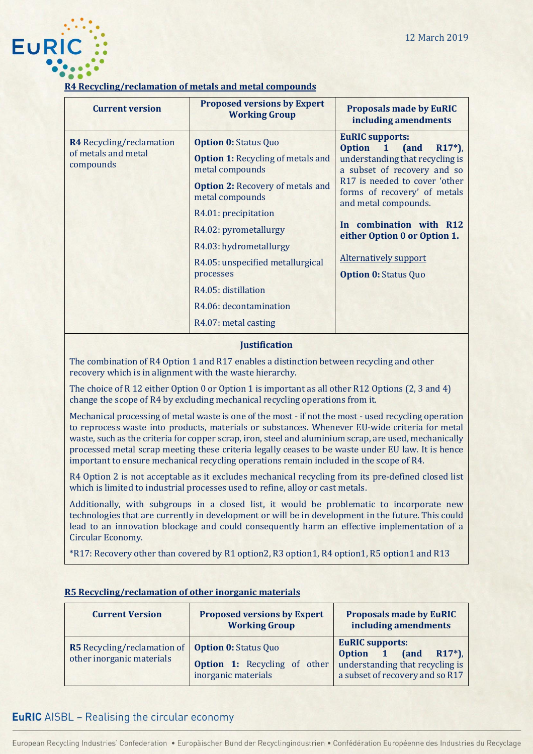**R4 Recycling/reclamation of metals and metal compounds**

| Current version | Proposed versions by Expert Working Group | Proposals made by EuRIC including amendments |
|---|---|---|
| **R4** Recycling/reclamation of metals and metal compounds | **Option 0:** Status Quo<br>**Option 1:** Recycling of metals and metal compounds<br>**Option 2:** Recovery of metals and metal compounds<br>R4.01: precipitation<br>R4.02: pyrometallurgy<br>R4.03: hydrometallurgy<br>R4.05: unspecified metallurgical processes<br>R4.05: distillation<br>R4.06: decontamination<br>R4.07: metal casting | **EuRIC supports:**<br>**Option 1 (and R17*)**, understanding that recycling is a subset of recovery and so R17 is needed to cover 'other forms of recovery' of metals and metal compounds.<br>**In combination with R12 either Option 0 or Option 1.**<br>Alternatively support<br>**Option 0:** Status Quo |

**Justification**

The combination of R4 Option 1 and R17 enables a distinction between recycling and other recovery which is in alignment with the waste hierarchy.

The choice of R 12 either Option 0 or Option 1 is important as all other R12 Options (2, 3 and 4) change the scope of R4 by excluding mechanical recycling operations from it.

Mechanical processing of metal waste is one of the most - if not the most - used recycling operation to reprocess waste into products, materials or substances. Whenever EU-wide criteria for metal waste, such as the criteria for copper scrap, iron, steel and aluminium scrap, are used, mechanically processed metal scrap meeting these criteria legally ceases to be waste under EU law. It is hence important to ensure mechanical recycling operations remain included in the scope of R4.

R4 Option 2 is not acceptable as it excludes mechanical recycling from its pre-defined closed list which is limited to industrial processes used to refine, alloy or cast metals.

Additionally, with subgroups in a closed list, it would be problematic to incorporate new technologies that are currently in development or will be in development in the future. This could lead to an innovation blockage and could consequently harm an effective implementation of a Circular Economy.

*R17: Recovery other than covered by R1 option2, R3 option1, R4 option1, R5 option1 and R13

**R5 Recycling/reclamation of other inorganic materials**

| Current Version | Proposed versions by Expert Working Group | Proposals made by EuRIC including amendments |
|---|---|---|
| **R5** Recycling/reclamation of other inorganic materials | **Option 0:** Status Quo<br>**Option 1:** Recycling of other inorganic materials | **EuRIC supports:**<br>**Option 1 (and R17*)**, understanding that recycling is a subset of recovery and so R17 |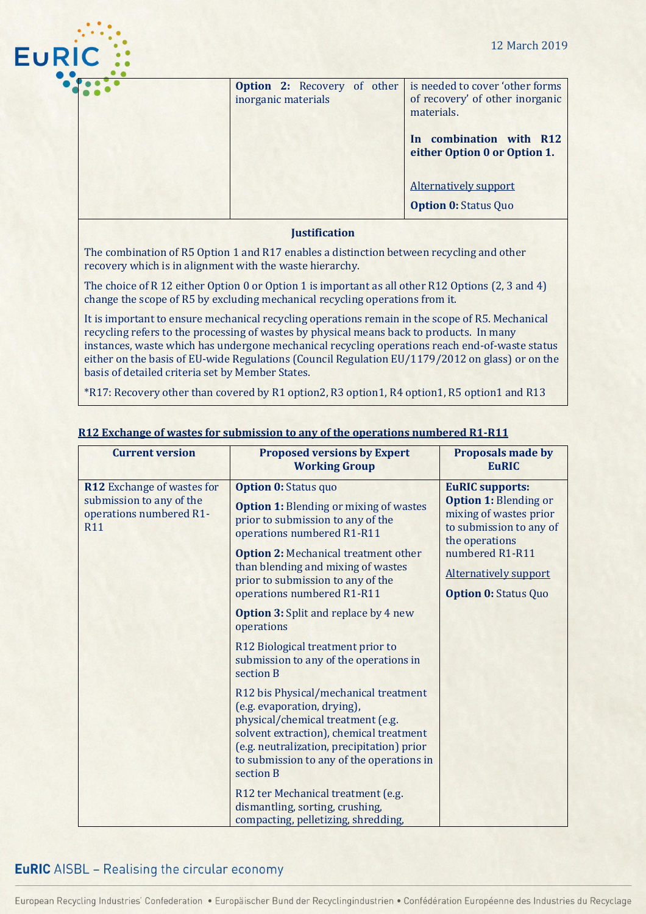| | | |
|---|---|---|
| | **Option 2:** Recovery of other inorganic materials | is needed to cover 'other forms of recovery' of other inorganic materials.<br><br>**In combination with R12 either Option 0 or Option 1.**<br><br>Alternatively support<br><br>**Option 0:** Status Quo |

**Justification**

The combination of R5 Option 1 and R17 enables a distinction between recycling and other recovery which is in alignment with the waste hierarchy.

The choice of R 12 either Option 0 or Option 1 is important as all other R12 Options (2, 3 and 4) change the scope of R5 by excluding mechanical recycling operations from it.

It is important to ensure mechanical recycling operations remain in the scope of R5. Mechanical recycling refers to the processing of wastes by physical means back to products. In many instances, waste which has undergone mechanical recycling operations reach end-of-waste status either on the basis of EU-wide Regulations (Council Regulation EU/1179/2012 on glass) or on the basis of detailed criteria set by Member States.

*R17: Recovery other than covered by R1 option2, R3 option1, R4 option1, R5 option1 and R13

## R12 Exchange of wastes for submission to any of the operations numbered R1-R11

| Current version | Proposed versions by Expert Working Group | Proposals made by EuRIC |
|---|---|---|
| **R12** Exchange of wastes for submission to any of the operations numbered R1-R11 | **Option 0:** Status quo<br><br>**Option 1:** Blending or mixing of wastes prior to submission to any of the operations numbered R1-R11<br><br>**Option 2:** Mechanical treatment other than blending and mixing of wastes prior to submission to any of the operations numbered R1-R11<br><br>**Option 3:** Split and replace by 4 new operations<br><br>R12 Biological treatment prior to submission to any of the operations in section B<br><br>R12 bis Physical/mechanical treatment (e.g. evaporation, drying), physical/chemical treatment (e.g. solvent extraction), chemical treatment (e.g. neutralization, precipitation) prior to submission to any of the operations in section B<br><br>R12 ter Mechanical treatment (e.g. dismantling, sorting, crushing, compacting, pelletizing, shredding, | **EuRIC supports:**<br>**Option 1:** Blending or mixing of wastes prior to submission to any of the operations numbered R1-R11<br><br>Alternatively support<br><br>**Option 0:** Status Quo |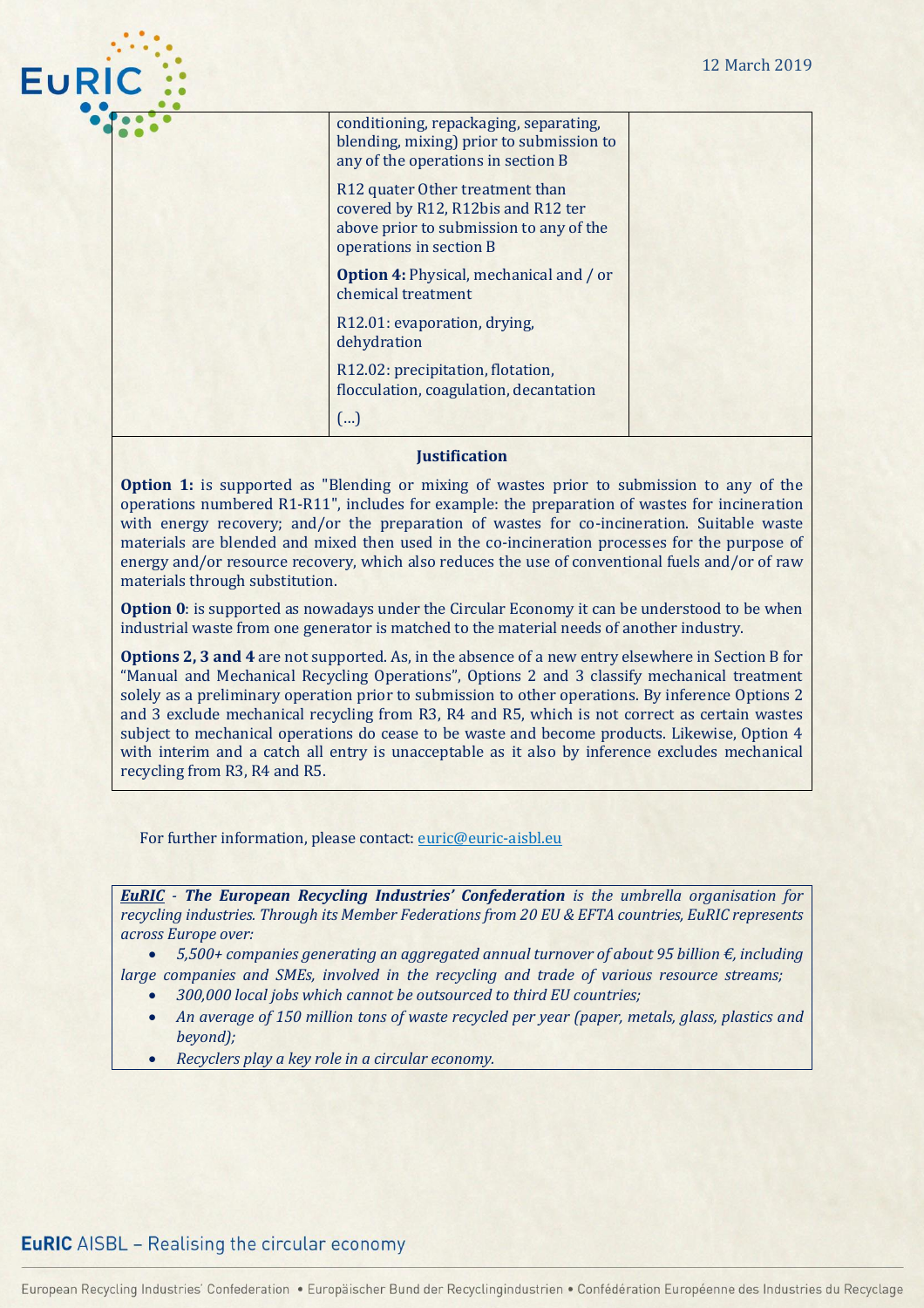| | | |
|---|---|---|
| | conditioning, repackaging, separating, blending, mixing) prior to submission to any of the operations in section B<br><br>R12 quater Other treatment than covered by R12, R12bis and R12 ter above prior to submission to any of the operations in section B<br><br>**Option 4:** Physical, mechanical and / or chemical treatment<br><br>R12.01: evaporation, drying, dehydration<br><br>R12.02: precipitation, flotation, flocculation, coagulation, decantation<br><br>(…) | |

**Justification**

**Option 1:** is supported as "Blending or mixing of wastes prior to submission to any of the operations numbered R1-R11", includes for example: the preparation of wastes for incineration with energy recovery; and/or the preparation of wastes for co-incineration. Suitable waste materials are blended and mixed then used in the co-incineration processes for the purpose of energy and/or resource recovery, which also reduces the use of conventional fuels and/or of raw materials through substitution.

**Option 0**: is supported as nowadays under the Circular Economy it can be understood to be when industrial waste from one generator is matched to the material needs of another industry.

**Options 2, 3 and 4** are not supported. As, in the absence of a new entry elsewhere in Section B for "Manual and Mechanical Recycling Operations", Options 2 and 3 classify mechanical treatment solely as a preliminary operation prior to submission to other operations. By inference Options 2 and 3 exclude mechanical recycling from R3, R4 and R5, which is not correct as certain wastes subject to mechanical operations do cease to be waste and become products. Likewise, Option 4 with interim and a catch all entry is unacceptable as it also by inference excludes mechanical recycling from R3, R4 and R5.

For further information, please contact: euric@euric-aisbl.eu

***EuRIC** - **The European Recycling Industries' Confederation** is the umbrella organisation for recycling industries. Through its Member Federations from 20 EU & EFTA countries, EuRIC represents across Europe over:*

- *5,500+ companies generating an aggregated annual turnover of about 95 billion €, including large companies and SMEs, involved in the recycling and trade of various resource streams;*
- *300,000 local jobs which cannot be outsourced to third EU countries;*
- *An average of 150 million tons of waste recycled per year (paper, metals, glass, plastics and beyond);*
- *Recyclers play a key role in a circular economy.*